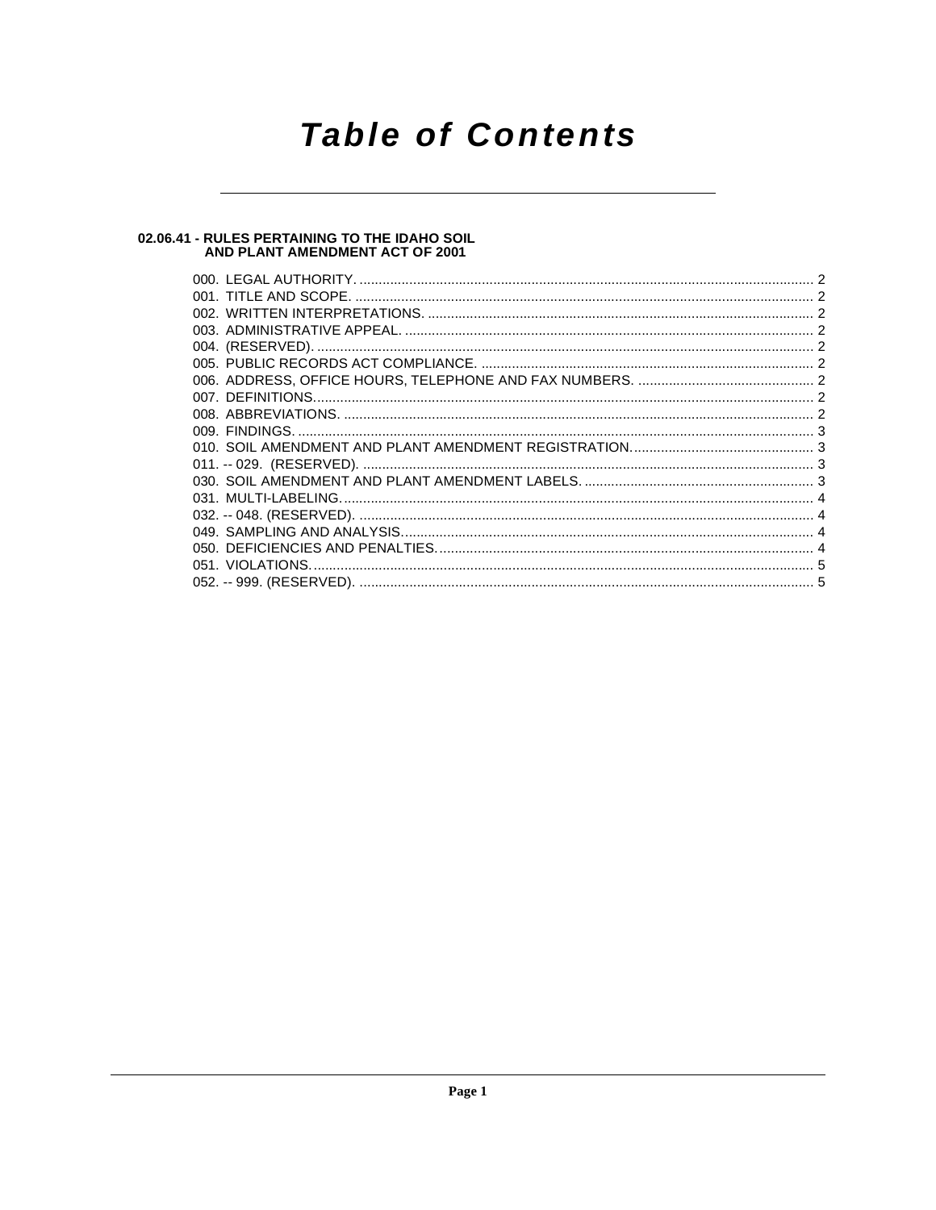# Table of Contents

## 02.06.41 - RULES PERTAINING TO THE IDAHO SOIL AND PLANT AMENDMENT ACT OF 2001

000. LEGAL AUTHORITY. ..... 2
001. TITLE AND SCOPE. ..... 2
002. WRITTEN INTERPRETATIONS. ..... 2
003. ADMINISTRATIVE APPEAL. ..... 2
004. (RESERVED). ..... 2
005. PUBLIC RECORDS ACT COMPLIANCE. ..... 2
006. ADDRESS, OFFICE HOURS, TELEPHONE AND FAX NUMBERS. ..... 2
007. DEFINITIONS. ..... 2
008. ABBREVIATIONS. ..... 2
009. FINDINGS. ..... 3
010. SOIL AMENDMENT AND PLANT AMENDMENT REGISTRATION. ..... 3
011. -- 029. (RESERVED). ..... 3
030. SOIL AMENDMENT AND PLANT AMENDMENT LABELS. ..... 3
031. MULTI-LABELING. ..... 4
032. -- 048. (RESERVED). ..... 4
049. SAMPLING AND ANALYSIS. ..... 4
050. DEFICIENCIES AND PENALTIES. ..... 4
051. VIOLATIONS. ..... 5
052. -- 999. (RESERVED). ..... 5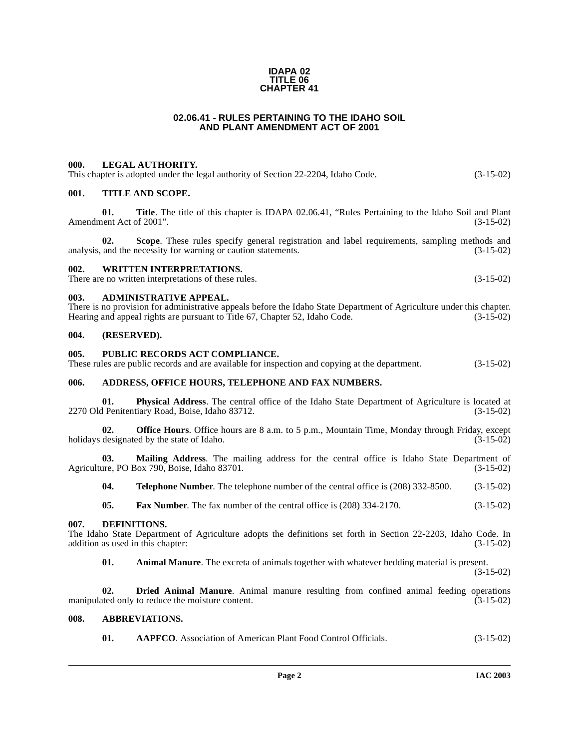**IDAPA 02**
**TITLE 06**
**CHAPTER 41**

# 02.06.41 - RULES PERTAINING TO THE IDAHO SOIL AND PLANT AMENDMENT ACT OF 2001

### 000. LEGAL AUTHORITY.

This chapter is adopted under the legal authority of Section 22-2204, Idaho Code. (3-15-02)

### 001. TITLE AND SCOPE.

**01. Title**. The title of this chapter is IDAPA 02.06.41, "Rules Pertaining to the Idaho Soil and Plant Amendment Act of 2001". (3-15-02)

**02. Scope**. These rules specify general registration and label requirements, sampling methods and analysis, and the necessity for warning or caution statements. (3-15-02)

### 002. WRITTEN INTERPRETATIONS.

There are no written interpretations of these rules. (3-15-02)

### 003. ADMINISTRATIVE APPEAL.

There is no provision for administrative appeals before the Idaho State Department of Agriculture under this chapter. Hearing and appeal rights are pursuant to Title 67, Chapter 52, Idaho Code. (3-15-02)

### 004. (RESERVED).

### 005. PUBLIC RECORDS ACT COMPLIANCE.

These rules are public records and are available for inspection and copying at the department. (3-15-02)

### 006. ADDRESS, OFFICE HOURS, TELEPHONE AND FAX NUMBERS.

**01. Physical Address**. The central office of the Idaho State Department of Agriculture is located at 2270 Old Penitentiary Road, Boise, Idaho 83712. (3-15-02)

**02. Office Hours**. Office hours are 8 a.m. to 5 p.m., Mountain Time, Monday through Friday, except holidays designated by the state of Idaho. (3-15-02)

**03. Mailing Address**. The mailing address for the central office is Idaho State Department of Agriculture, PO Box 790, Boise, Idaho 83701. (3-15-02)

**04. Telephone Number**. The telephone number of the central office is (208) 332-8500. (3-15-02)

**05. Fax Number**. The fax number of the central office is (208) 334-2170. (3-15-02)

### 007. DEFINITIONS.

The Idaho State Department of Agriculture adopts the definitions set forth in Section 22-2203, Idaho Code. In addition as used in this chapter: (3-15-02)

**01. Animal Manure**. The excreta of animals together with whatever bedding material is present. (3-15-02)

**02. Dried Animal Manure**. Animal manure resulting from confined animal feeding operations manipulated only to reduce the moisture content. (3-15-02)

### 008. ABBREVIATIONS.

**01. AAPFCO**. Association of American Plant Food Control Officials. (3-15-02)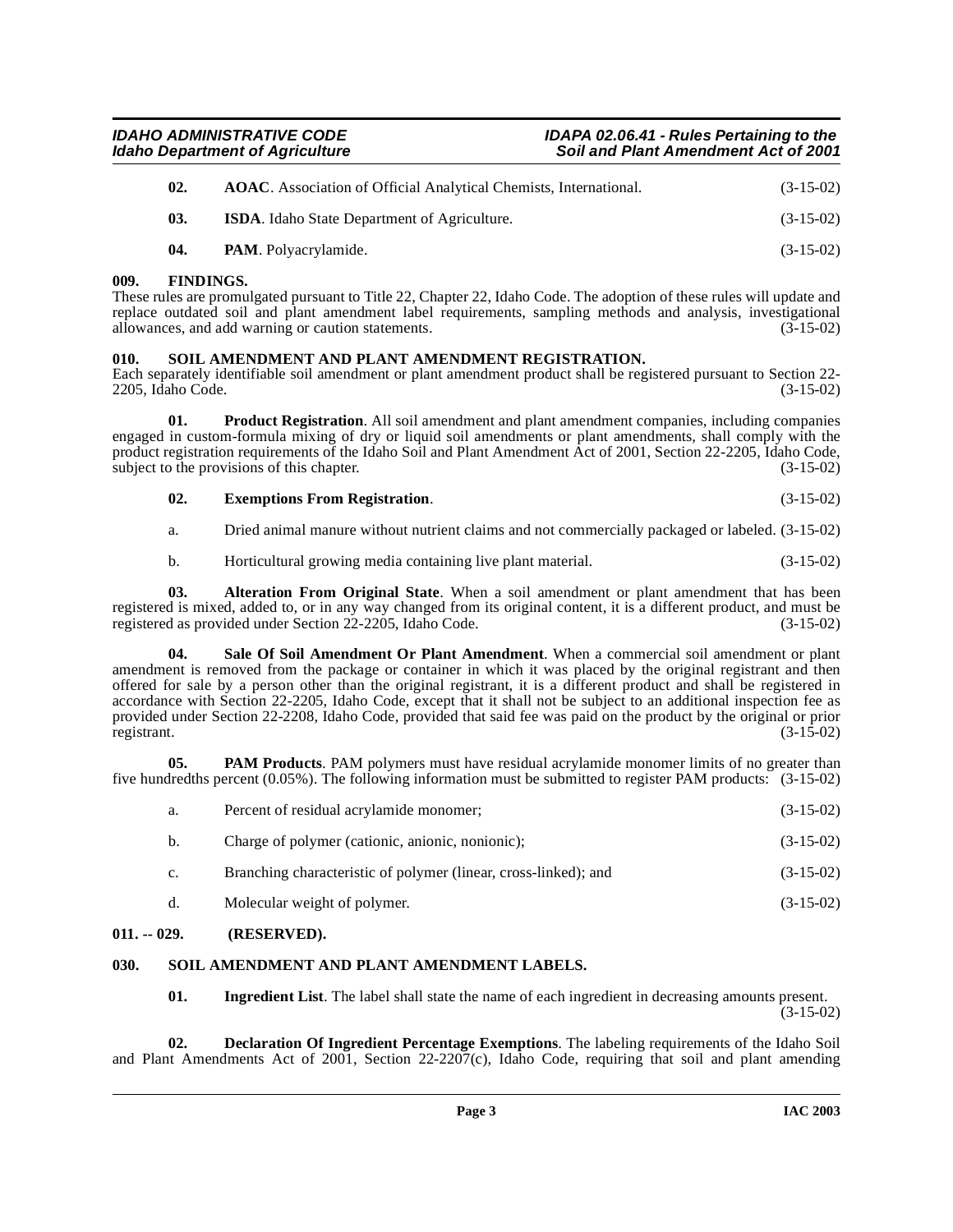**02.** **AOAC**. Association of Official Analytical Chemists, International. (3-15-02)

**03.** **ISDA**. Idaho State Department of Agriculture. (3-15-02)

**04.** **PAM**. Polyacrylamide. (3-15-02)

**009. FINDINGS.**

These rules are promulgated pursuant to Title 22, Chapter 22, Idaho Code. The adoption of these rules will update and replace outdated soil and plant amendment label requirements, sampling methods and analysis, investigational allowances, and add warning or caution statements. (3-15-02)

**010. SOIL AMENDMENT AND PLANT AMENDMENT REGISTRATION.**

Each separately identifiable soil amendment or plant amendment product shall be registered pursuant to Section 22-2205, Idaho Code. (3-15-02)

**01.** **Product Registration**. All soil amendment and plant amendment companies, including companies engaged in custom-formula mixing of dry or liquid soil amendments or plant amendments, shall comply with the product registration requirements of the Idaho Soil and Plant Amendment Act of 2001, Section 22-2205, Idaho Code, subject to the provisions of this chapter. (3-15-02)

**02.** **Exemptions From Registration**. (3-15-02)

a. Dried animal manure without nutrient claims and not commercially packaged or labeled. (3-15-02)

b. Horticultural growing media containing live plant material. (3-15-02)

**03.** **Alteration From Original State**. When a soil amendment or plant amendment that has been registered is mixed, added to, or in any way changed from its original content, it is a different product, and must be registered as provided under Section 22-2205, Idaho Code. (3-15-02)

**04.** **Sale Of Soil Amendment Or Plant Amendment**. When a commercial soil amendment or plant amendment is removed from the package or container in which it was placed by the original registrant and then offered for sale by a person other than the original registrant, it is a different product and shall be registered in accordance with Section 22-2205, Idaho Code, except that it shall not be subject to an additional inspection fee as provided under Section 22-2208, Idaho Code, provided that said fee was paid on the product by the original or prior registrant. (3-15-02)

**05.** **PAM Products**. PAM polymers must have residual acrylamide monomer limits of no greater than five hundredths percent (0.05%). The following information must be submitted to register PAM products: (3-15-02)

a. Percent of residual acrylamide monomer; (3-15-02)

b. Charge of polymer (cationic, anionic, nonionic); (3-15-02)

c. Branching characteristic of polymer (linear, cross-linked); and (3-15-02)

d. Molecular weight of polymer. (3-15-02)

**011. -- 029. (RESERVED).**

**030. SOIL AMENDMENT AND PLANT AMENDMENT LABELS.**

**01.** **Ingredient List**. The label shall state the name of each ingredient in decreasing amounts present. (3-15-02)

**02.** **Declaration Of Ingredient Percentage Exemptions**. The labeling requirements of the Idaho Soil and Plant Amendments Act of 2001, Section 22-2207(c), Idaho Code, requiring that soil and plant amending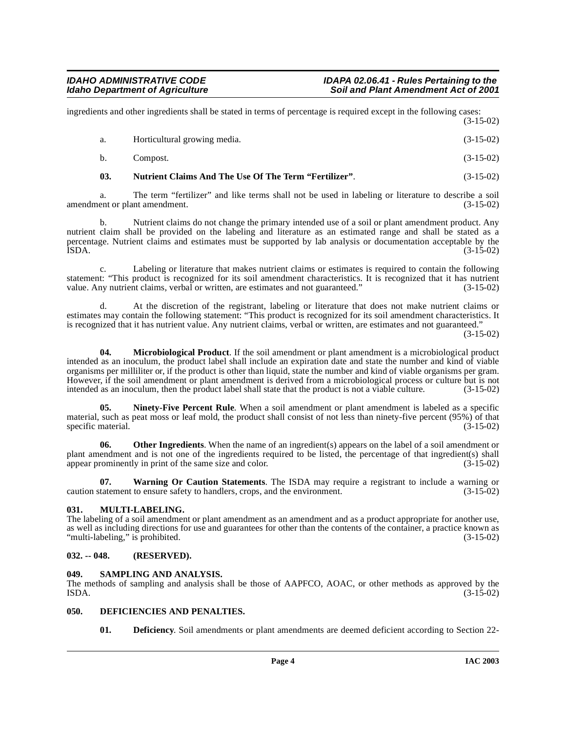ingredients and other ingredients shall be stated in terms of percentage is required except in the following cases: (3-15-02)

a. Horticultural growing media. (3-15-02)

b. Compost. (3-15-02)

**03. Nutrient Claims And The Use Of The Term "Fertilizer"**. (3-15-02)

a. The term "fertilizer" and like terms shall not be used in labeling or literature to describe a soil amendment or plant amendment. (3-15-02)

b. Nutrient claims do not change the primary intended use of a soil or plant amendment product. Any nutrient claim shall be provided on the labeling and literature as an estimated range and shall be stated as a percentage. Nutrient claims and estimates must be supported by lab analysis or documentation acceptable by the ISDA. (3-15-02)

c. Labeling or literature that makes nutrient claims or estimates is required to contain the following statement: "This product is recognized for its soil amendment characteristics. It is recognized that it has nutrient value. Any nutrient claims, verbal or written, are estimates and not guaranteed." (3-15-02)

d. At the discretion of the registrant, labeling or literature that does not make nutrient claims or estimates may contain the following statement: "This product is recognized for its soil amendment characteristics. It is recognized that it has nutrient value. Any nutrient claims, verbal or written, are estimates and not guaranteed." (3-15-02)

**04. Microbiological Product**. If the soil amendment or plant amendment is a microbiological product intended as an inoculum, the product label shall include an expiration date and state the number and kind of viable organisms per milliliter or, if the product is other than liquid, state the number and kind of viable organisms per gram. However, if the soil amendment or plant amendment is derived from a microbiological process or culture but is not intended as an inoculum, then the product label shall state that the product is not a viable culture. (3-15-02)

**05. Ninety-Five Percent Rule**. When a soil amendment or plant amendment is labeled as a specific material, such as peat moss or leaf mold, the product shall consist of not less than ninety-five percent (95%) of that specific material. (3-15-02)

**06. Other Ingredients**. When the name of an ingredient(s) appears on the label of a soil amendment or plant amendment and is not one of the ingredients required to be listed, the percentage of that ingredient(s) shall appear prominently in print of the same size and color. (3-15-02)

**07. Warning Or Caution Statements**. The ISDA may require a registrant to include a warning or caution statement to ensure safety to handlers, crops, and the environment. (3-15-02)

## 031. MULTI-LABELING.

The labeling of a soil amendment or plant amendment as an amendment and as a product appropriate for another use, as well as including directions for use and guarantees for other than the contents of the container, a practice known as "multi-labeling," is prohibited. (3-15-02)

## 032. -- 048. (RESERVED).

## 049. SAMPLING AND ANALYSIS.

The methods of sampling and analysis shall be those of AAPFCO, AOAC, or other methods as approved by the ISDA. (3-15-02)

## 050. DEFICIENCIES AND PENALTIES.

**01. Deficiency**. Soil amendments or plant amendments are deemed deficient according to Section 22-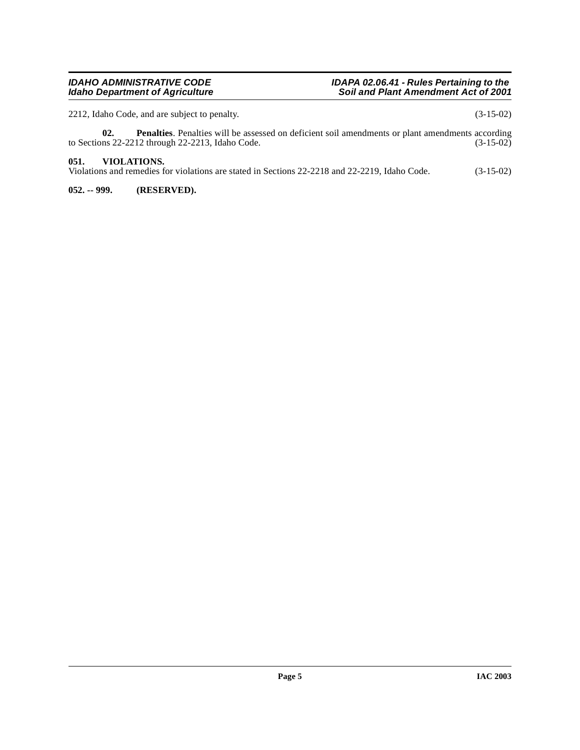2212, Idaho Code, and are subject to penalty. (3-15-02)

**02. Penalties**. Penalties will be assessed on deficient soil amendments or plant amendments according to Sections 22-2212 through 22-2213, Idaho Code. (3-15-02)

### 051. VIOLATIONS.

Violations and remedies for violations are stated in Sections 22-2218 and 22-2219, Idaho Code. (3-15-02)

### 052. -- 999. (RESERVED).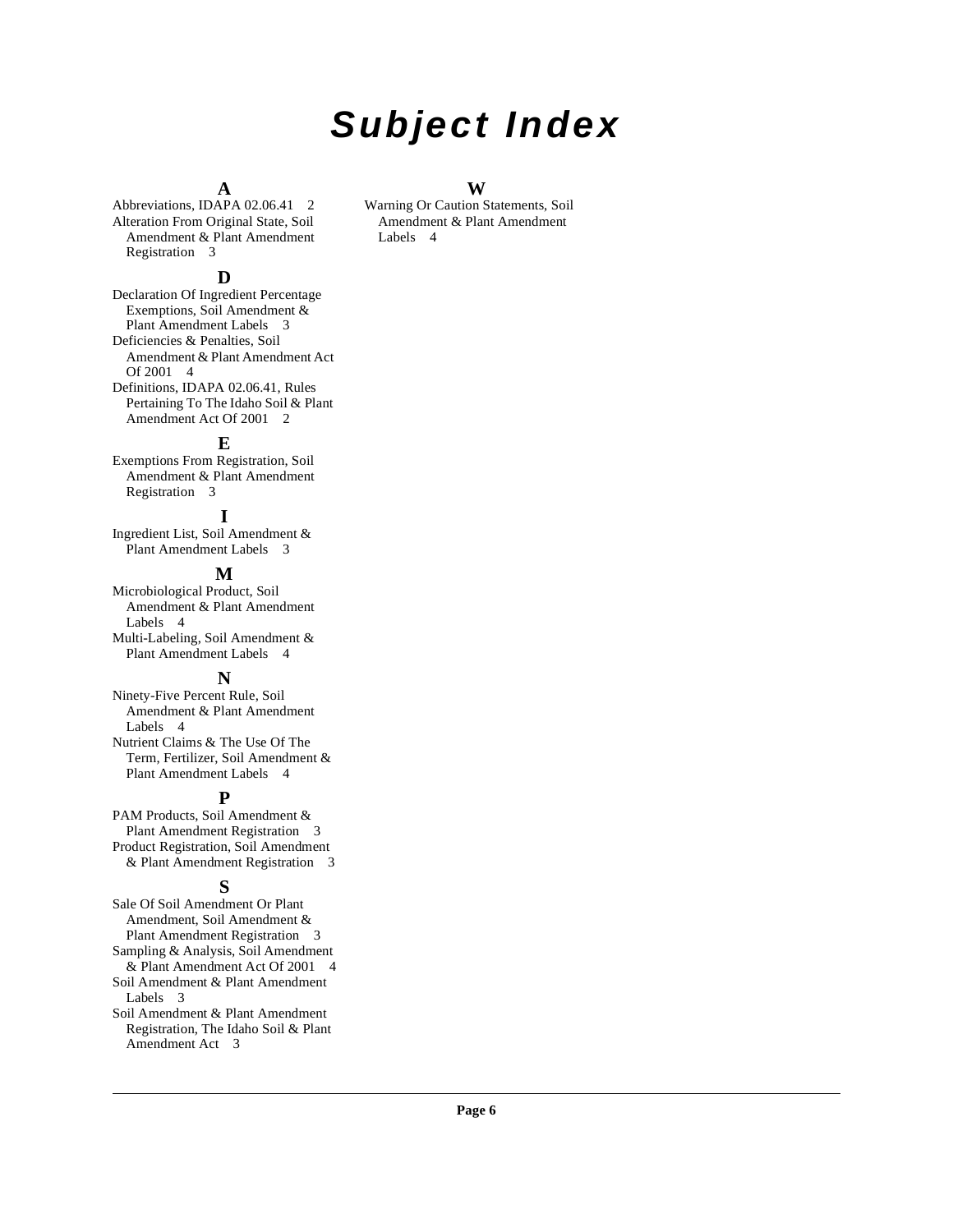# Subject Index

## A

Abbreviations, IDAPA 02.06.41 2

Alteration From Original State, Soil Amendment & Plant Amendment Registration 3

## D

Declaration Of Ingredient Percentage Exemptions, Soil Amendment & Plant Amendment Labels 3

Deficiencies & Penalties, Soil Amendment & Plant Amendment Act Of 2001 4

Definitions, IDAPA 02.06.41, Rules Pertaining To The Idaho Soil & Plant Amendment Act Of 2001 2

## E

Exemptions From Registration, Soil Amendment & Plant Amendment Registration 3

## I

Ingredient List, Soil Amendment & Plant Amendment Labels 3

## M

Microbiological Product, Soil Amendment & Plant Amendment Labels 4

Multi-Labeling, Soil Amendment & Plant Amendment Labels 4

## N

Ninety-Five Percent Rule, Soil Amendment & Plant Amendment Labels 4

Nutrient Claims & The Use Of The Term, Fertilizer, Soil Amendment & Plant Amendment Labels 4

## P

PAM Products, Soil Amendment & Plant Amendment Registration 3

Product Registration, Soil Amendment & Plant Amendment Registration 3

## S

Sale Of Soil Amendment Or Plant Amendment, Soil Amendment & Plant Amendment Registration 3

Sampling & Analysis, Soil Amendment & Plant Amendment Act Of 2001 4

Soil Amendment & Plant Amendment Labels 3

Soil Amendment & Plant Amendment Registration, The Idaho Soil & Plant Amendment Act 3

## W

Warning Or Caution Statements, Soil Amendment & Plant Amendment Labels 4